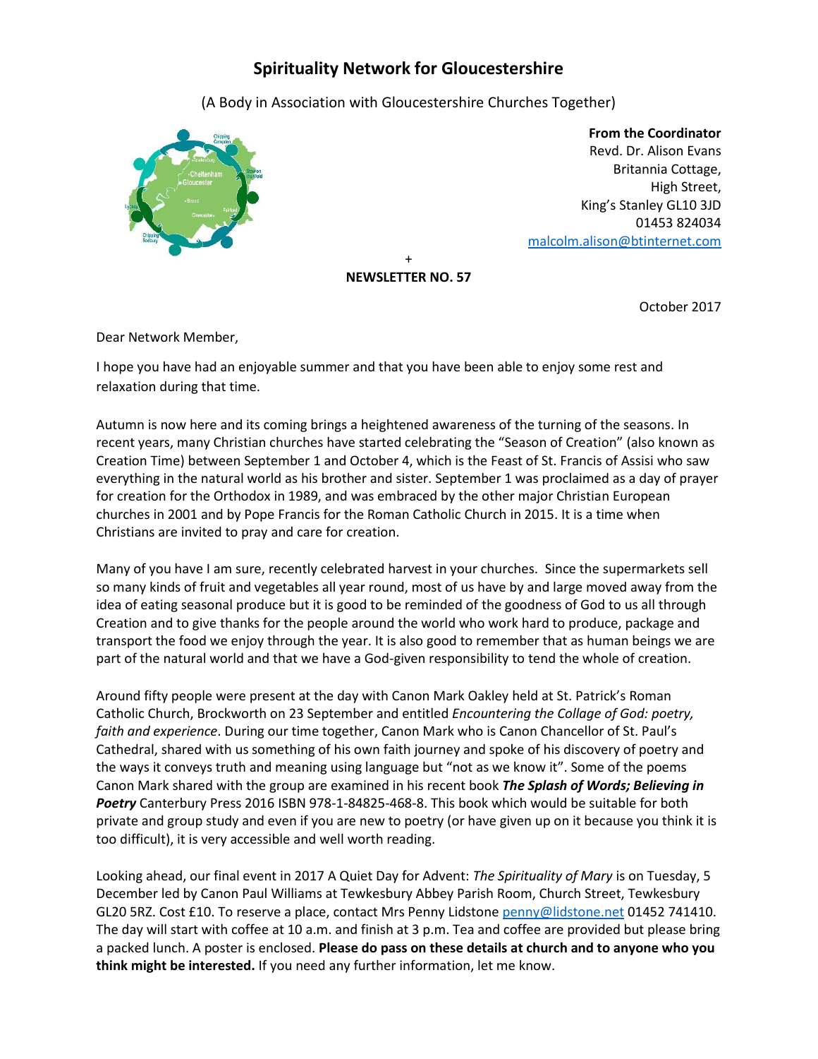# Spirituality Network for Gloucestershire

(A Body in Association with Gloucestershire Churches Together)

**From the Coordinator**
Revd. Dr. Alison Evans
Britannia Cottage,
High Street,
King's Stanley GL10 3JD
01453 824034
malcolm.alison@btinternet.com

+

**NEWSLETTER NO. 57**

October 2017

Dear Network Member,

I hope you have had an enjoyable summer and that you have been able to enjoy some rest and relaxation during that time.

Autumn is now here and its coming brings a heightened awareness of the turning of the seasons. In recent years, many Christian churches have started celebrating the "Season of Creation" (also known as Creation Time) between September 1 and October 4, which is the Feast of St. Francis of Assisi who saw everything in the natural world as his brother and sister. September 1 was proclaimed as a day of prayer for creation for the Orthodox in 1989, and was embraced by the other major Christian European churches in 2001 and by Pope Francis for the Roman Catholic Church in 2015. It is a time when Christians are invited to pray and care for creation.

Many of you have I am sure, recently celebrated harvest in your churches. Since the supermarkets sell so many kinds of fruit and vegetables all year round, most of us have by and large moved away from the idea of eating seasonal produce but it is good to be reminded of the goodness of God to us all through Creation and to give thanks for the people around the world who work hard to produce, package and transport the food we enjoy through the year. It is also good to remember that as human beings we are part of the natural world and that we have a God-given responsibility to tend the whole of creation.

Around fifty people were present at the day with Canon Mark Oakley held at St. Patrick's Roman Catholic Church, Brockworth on 23 September and entitled *Encountering the Collage of God: poetry, faith and experience*. During our time together, Canon Mark who is Canon Chancellor of St. Paul's Cathedral, shared with us something of his own faith journey and spoke of his discovery of poetry and the ways it conveys truth and meaning using language but "not as we know it". Some of the poems Canon Mark shared with the group are examined in his recent book ***The Splash of Words; Believing in Poetry*** Canterbury Press 2016 ISBN 978-1-84825-468-8. This book which would be suitable for both private and group study and even if you are new to poetry (or have given up on it because you think it is too difficult), it is very accessible and well worth reading.

Looking ahead, our final event in 2017 A Quiet Day for Advent: *The Spirituality of Mary* is on Tuesday, 5 December led by Canon Paul Williams at Tewkesbury Abbey Parish Room, Church Street, Tewkesbury GL20 5RZ. Cost £10. To reserve a place, contact Mrs Penny Lidstone penny@lidstone.net 01452 741410. The day will start with coffee at 10 a.m. and finish at 3 p.m. Tea and coffee are provided but please bring a packed lunch. A poster is enclosed. **Please do pass on these details at church and to anyone who you think might be interested.** If you need any further information, let me know.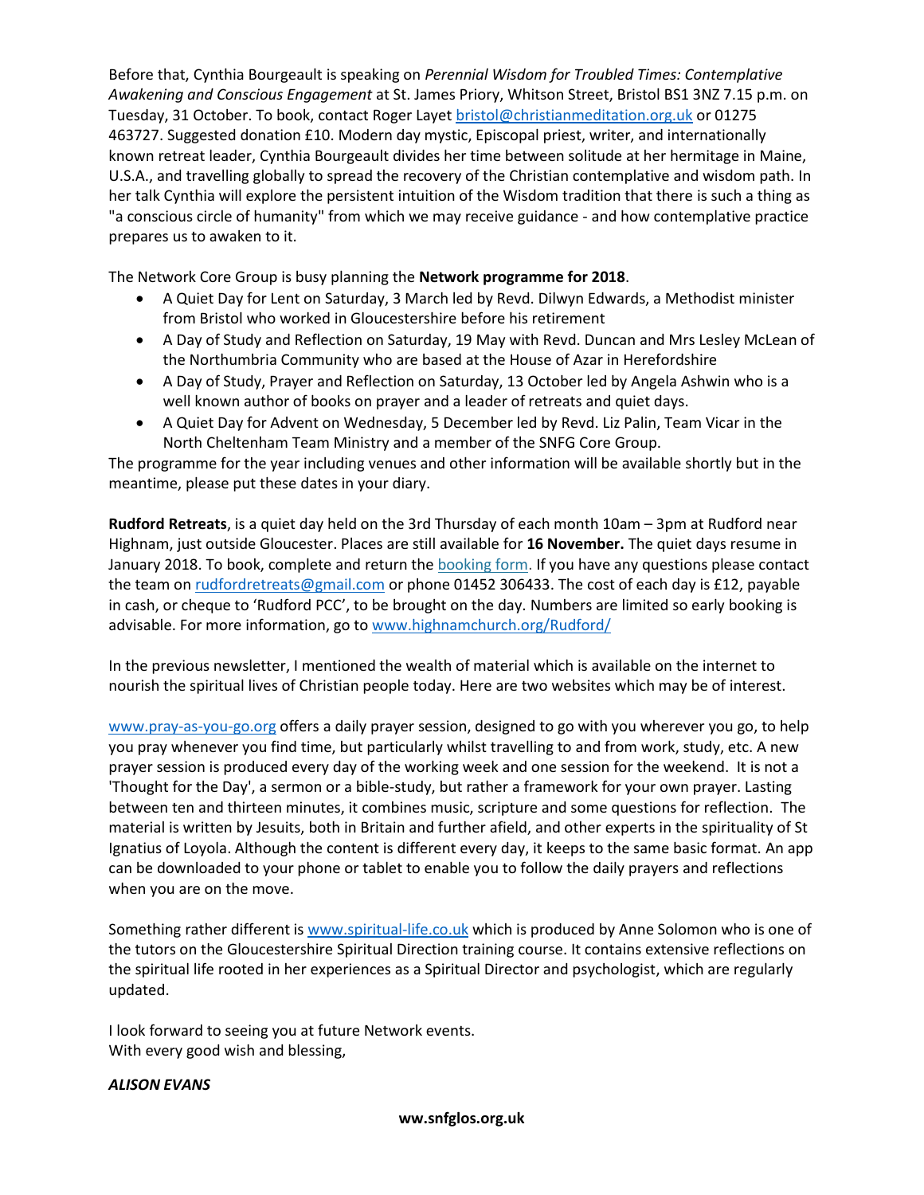Before that, Cynthia Bourgeault is speaking on *Perennial Wisdom for Troubled Times: Contemplative Awakening and Conscious Engagement* at St. James Priory, Whitson Street, Bristol BS1 3NZ 7.15 p.m. on Tuesday, 31 October. To book, contact Roger Layet bristol@christianmeditation.org.uk or 01275 463727. Suggested donation £10. Modern day mystic, Episcopal priest, writer, and internationally known retreat leader, Cynthia Bourgeault divides her time between solitude at her hermitage in Maine, U.S.A., and travelling globally to spread the recovery of the Christian contemplative and wisdom path. In her talk Cynthia will explore the persistent intuition of the Wisdom tradition that there is such a thing as "a conscious circle of humanity" from which we may receive guidance - and how contemplative practice prepares us to awaken to it.

The Network Core Group is busy planning the **Network programme for 2018**.

- A Quiet Day for Lent on Saturday, 3 March led by Revd. Dilwyn Edwards, a Methodist minister from Bristol who worked in Gloucestershire before his retirement
- A Day of Study and Reflection on Saturday, 19 May with Revd. Duncan and Mrs Lesley McLean of the Northumbria Community who are based at the House of Azar in Herefordshire
- A Day of Study, Prayer and Reflection on Saturday, 13 October led by Angela Ashwin who is a well known author of books on prayer and a leader of retreats and quiet days.
- A Quiet Day for Advent on Wednesday, 5 December led by Revd. Liz Palin, Team Vicar in the North Cheltenham Team Ministry and a member of the SNFG Core Group.

The programme for the year including venues and other information will be available shortly but in the meantime, please put these dates in your diary.

**Rudford Retreats**, is a quiet day held on the 3rd Thursday of each month 10am – 3pm at Rudford near Highnam, just outside Gloucester. Places are still available for **16 November.** The quiet days resume in January 2018. To book, complete and return the booking form. If you have any questions please contact the team on rudfordretreats@gmail.com or phone 01452 306433. The cost of each day is £12, payable in cash, or cheque to 'Rudford PCC', to be brought on the day. Numbers are limited so early booking is advisable. For more information, go to www.highnamchurch.org/Rudford/

In the previous newsletter, I mentioned the wealth of material which is available on the internet to nourish the spiritual lives of Christian people today. Here are two websites which may be of interest.

www.pray-as-you-go.org offers a daily prayer session, designed to go with you wherever you go, to help you pray whenever you find time, but particularly whilst travelling to and from work, study, etc. A new prayer session is produced every day of the working week and one session for the weekend. It is not a 'Thought for the Day', a sermon or a bible-study, but rather a framework for your own prayer. Lasting between ten and thirteen minutes, it combines music, scripture and some questions for reflection. The material is written by Jesuits, both in Britain and further afield, and other experts in the spirituality of St Ignatius of Loyola. Although the content is different every day, it keeps to the same basic format. An app can be downloaded to your phone or tablet to enable you to follow the daily prayers and reflections when you are on the move.

Something rather different is www.spiritual-life.co.uk which is produced by Anne Solomon who is one of the tutors on the Gloucestershire Spiritual Direction training course. It contains extensive reflections on the spiritual life rooted in her experiences as a Spiritual Director and psychologist, which are regularly updated.

I look forward to seeing you at future Network events.
With every good wish and blessing,

***ALISON EVANS***

**ww.snfglos.org.uk**